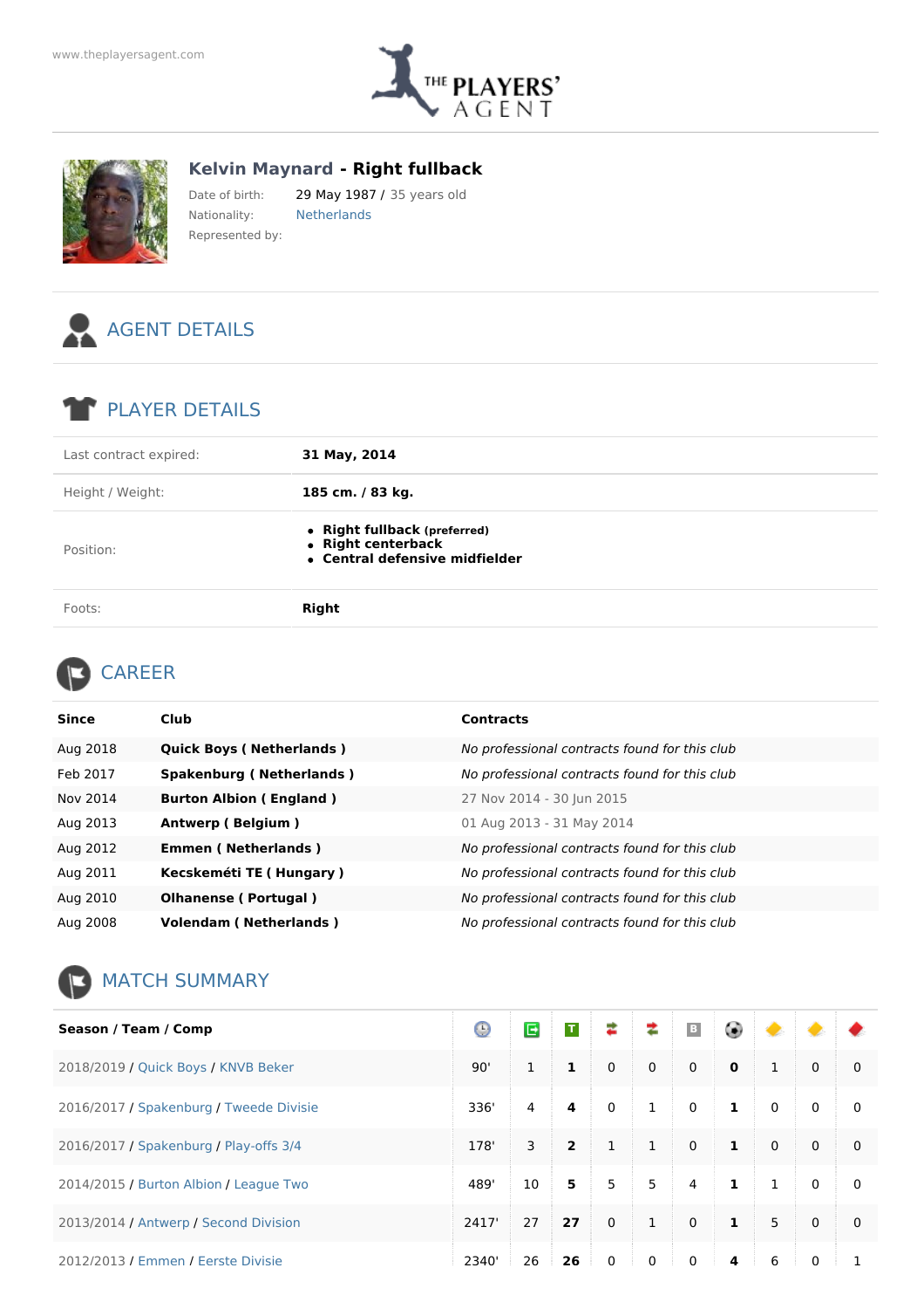www.theplayersagent.com

# Kelvin Maynard - Right fullback

Date of birth: 29 May 1987 / 35 years old

Nationality: Netherlands

Represented by:

## AGENT DETAILS

## PLAYER DETAILS

| | |
|---|---|
| Last contract expired: | **31 May, 2014** |
| Height / Weight: | **185 cm. / 83 kg.** |
| Position: | • **Right fullback** (preferred)<br>• **Right centerback**<br>• **Central defensive midfielder** |
| Foots: | **Right** |

## CAREER

| Since | Club | Contracts |
|---|---|---|
| Aug 2018 | **Quick Boys ( Netherlands )** | *No professional contracts found for this club* |
| Feb 2017 | **Spakenburg ( Netherlands )** | *No professional contracts found for this club* |
| Nov 2014 | **Burton Albion ( England )** | 27 Nov 2014 - 30 Jun 2015 |
| Aug 2013 | **Antwerp ( Belgium )** | 01 Aug 2013 - 31 May 2014 |
| Aug 2012 | **Emmen ( Netherlands )** | *No professional contracts found for this club* |
| Aug 2011 | **Kecskeméti TE ( Hungary )** | *No professional contracts found for this club* |
| Aug 2010 | **Olhanense ( Portugal )** | *No professional contracts found for this club* |
| Aug 2008 | **Volendam ( Netherlands )** | *No professional contracts found for this club* |

## MATCH SUMMARY

| Season / Team / Comp | | | | | | | | | | |
|---|---|---|---|---|---|---|---|---|---|---|
| 2018/2019 / Quick Boys / KNVB Beker | 90' | 1 | **1** | 0 | 0 | 0 | **0** | 1 | 0 | 0 |
| 2016/2017 / Spakenburg / Tweede Divisie | 336' | 4 | **4** | 0 | 1 | 0 | **1** | 0 | 0 | 0 |
| 2016/2017 / Spakenburg / Play-offs 3/4 | 178' | 3 | **2** | 1 | 1 | 0 | **1** | 0 | 0 | 0 |
| 2014/2015 / Burton Albion / League Two | 489' | 10 | **5** | 5 | 5 | 4 | **1** | 1 | 0 | 0 |
| 2013/2014 / Antwerp / Second Division | 2417' | 27 | **27** | 0 | 1 | 0 | **1** | 5 | 0 | 0 |
| 2012/2013 / Emmen / Eerste Divisie | 2340' | 26 | **26** | 0 | 0 | 0 | **4** | 6 | 0 | 1 |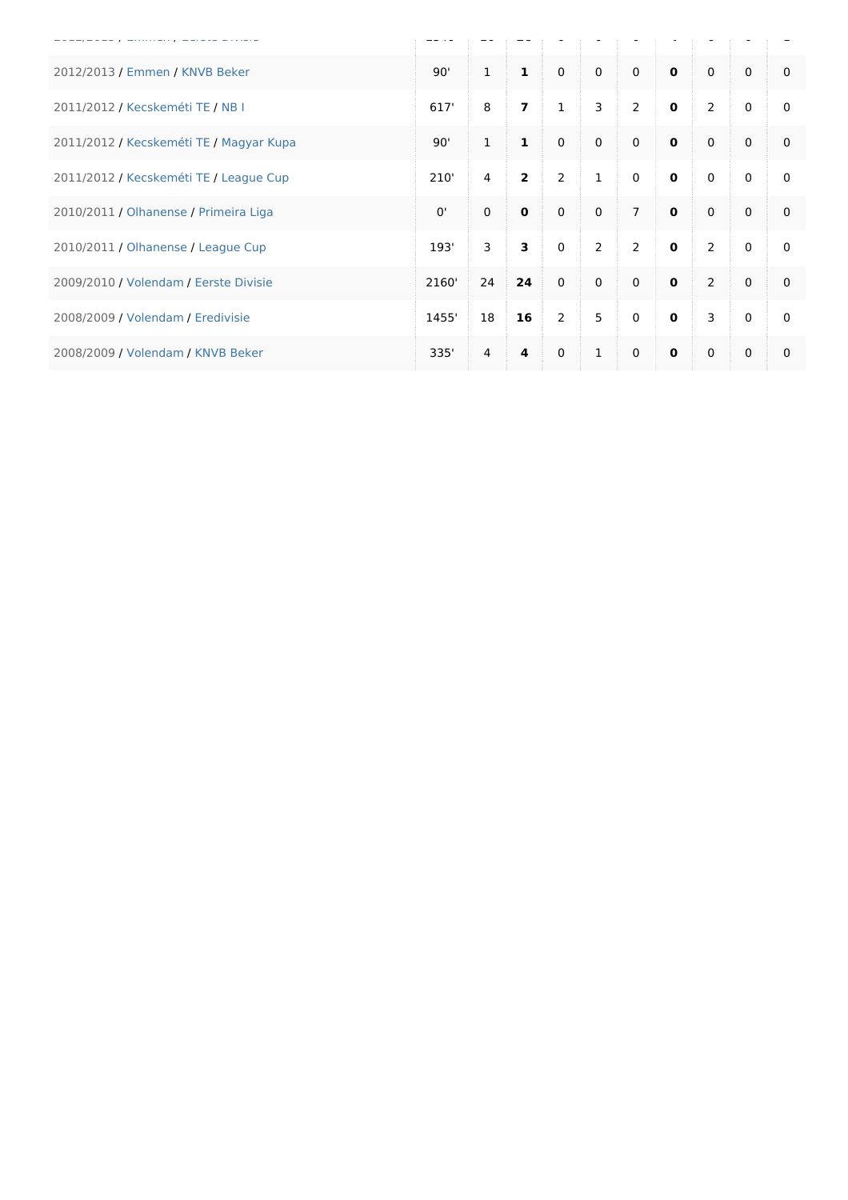| | | | | | | | | | | |
|---|---|---|---|---|---|---|---|---|---|---|
| 2012/2013 / Emmen / KNVB Beker | 90' | 1 | **1** | 0 | 0 | 0 | **0** | 0 | 0 | 0 |
| 2011/2012 / Kecskeméti TE / NB I | 617' | 8 | **7** | 1 | 3 | 2 | **0** | 2 | 0 | 0 |
| 2011/2012 / Kecskeméti TE / Magyar Kupa | 90' | 1 | **1** | 0 | 0 | 0 | **0** | 0 | 0 | 0 |
| 2011/2012 / Kecskeméti TE / League Cup | 210' | 4 | **2** | 2 | 1 | 0 | **0** | 0 | 0 | 0 |
| 2010/2011 / Olhanense / Primeira Liga | 0' | 0 | **0** | 0 | 0 | 7 | **0** | 0 | 0 | 0 |
| 2010/2011 / Olhanense / League Cup | 193' | 3 | **3** | 0 | 2 | 2 | **0** | 2 | 0 | 0 |
| 2009/2010 / Volendam / Eerste Divisie | 2160' | 24 | **24** | 0 | 0 | 0 | **0** | 2 | 0 | 0 |
| 2008/2009 / Volendam / Eredivisie | 1455' | 18 | **16** | 2 | 5 | 0 | **0** | 3 | 0 | 0 |
| 2008/2009 / Volendam / KNVB Beker | 335' | 4 | **4** | 0 | 1 | 0 | **0** | 0 | 0 | 0 |